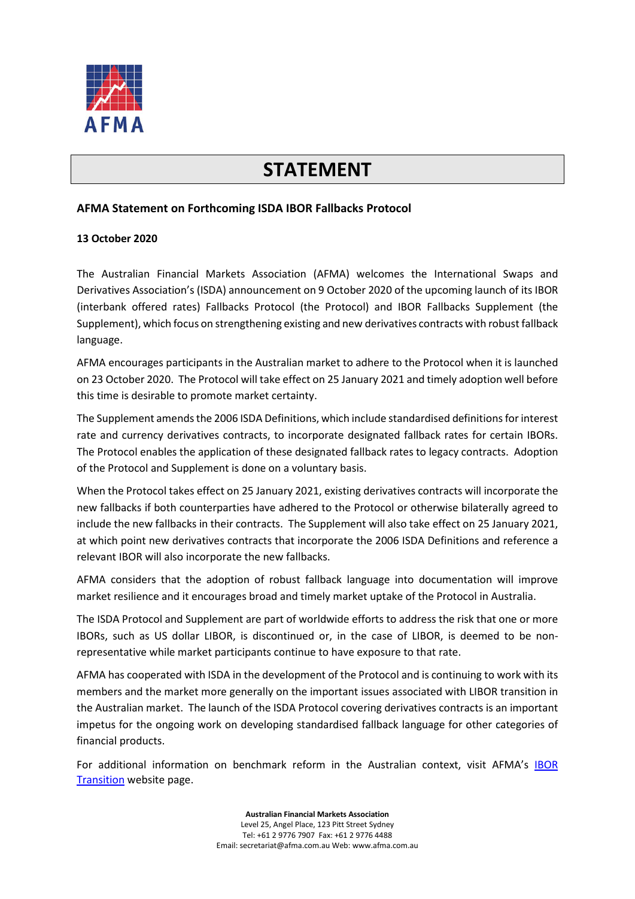AFMA

# STATEMENT

**AFMA Statement on Forthcoming ISDA IBOR Fallbacks Protocol**

**13 October 2020**

The Australian Financial Markets Association (AFMA) welcomes the International Swaps and Derivatives Association's (ISDA) announcement on 9 October 2020 of the upcoming launch of its IBOR (interbank offered rates) Fallbacks Protocol (the Protocol) and IBOR Fallbacks Supplement (the Supplement), which focus on strengthening existing and new derivatives contracts with robust fallback language.

AFMA encourages participants in the Australian market to adhere to the Protocol when it is launched on 23 October 2020. The Protocol will take effect on 25 January 2021 and timely adoption well before this time is desirable to promote market certainty.

The Supplement amends the 2006 ISDA Definitions, which include standardised definitions for interest rate and currency derivatives contracts, to incorporate designated fallback rates for certain IBORs. The Protocol enables the application of these designated fallback rates to legacy contracts. Adoption of the Protocol and Supplement is done on a voluntary basis.

When the Protocol takes effect on 25 January 2021, existing derivatives contracts will incorporate the new fallbacks if both counterparties have adhered to the Protocol or otherwise bilaterally agreed to include the new fallbacks in their contracts. The Supplement will also take effect on 25 January 2021, at which point new derivatives contracts that incorporate the 2006 ISDA Definitions and reference a relevant IBOR will also incorporate the new fallbacks.

AFMA considers that the adoption of robust fallback language into documentation will improve market resilience and it encourages broad and timely market uptake of the Protocol in Australia.

The ISDA Protocol and Supplement are part of worldwide efforts to address the risk that one or more IBORs, such as US dollar LIBOR, is discontinued or, in the case of LIBOR, is deemed to be non-representative while market participants continue to have exposure to that rate.

AFMA has cooperated with ISDA in the development of the Protocol and is continuing to work with its members and the market more generally on the important issues associated with LIBOR transition in the Australian market. The launch of the ISDA Protocol covering derivatives contracts is an important impetus for the ongoing work on developing standardised fallback language for other categories of financial products.

For additional information on benchmark reform in the Australian context, visit AFMA's [IBOR Transition] website page.

**Australian Financial Markets Association**
Level 25, Angel Place, 123 Pitt Street Sydney
Tel: +61 2 9776 7907 Fax: +61 2 9776 4488
Email: secretariat@afma.com.au Web: www.afma.com.au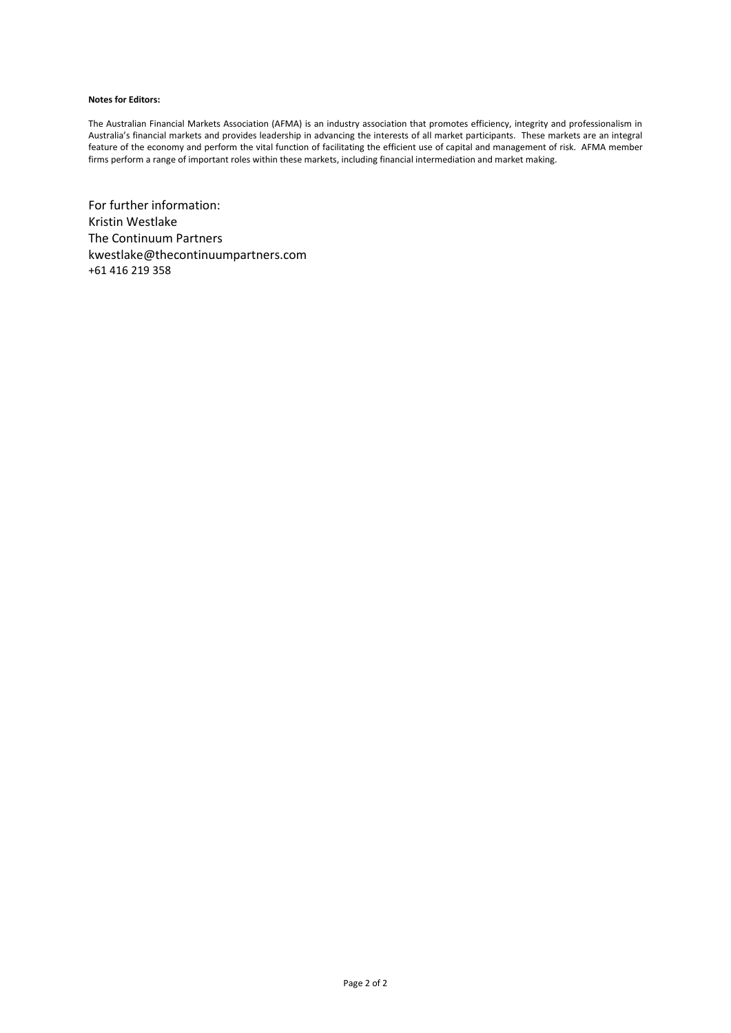**Notes for Editors:**

The Australian Financial Markets Association (AFMA) is an industry association that promotes efficiency, integrity and professionalism in Australia's financial markets and provides leadership in advancing the interests of all market participants. These markets are an integral feature of the economy and perform the vital function of facilitating the efficient use of capital and management of risk. AFMA member firms perform a range of important roles within these markets, including financial intermediation and market making.

For further information:
Kristin Westlake
The Continuum Partners
kwestlake@thecontinuumpartners.com
+61 416 219 358